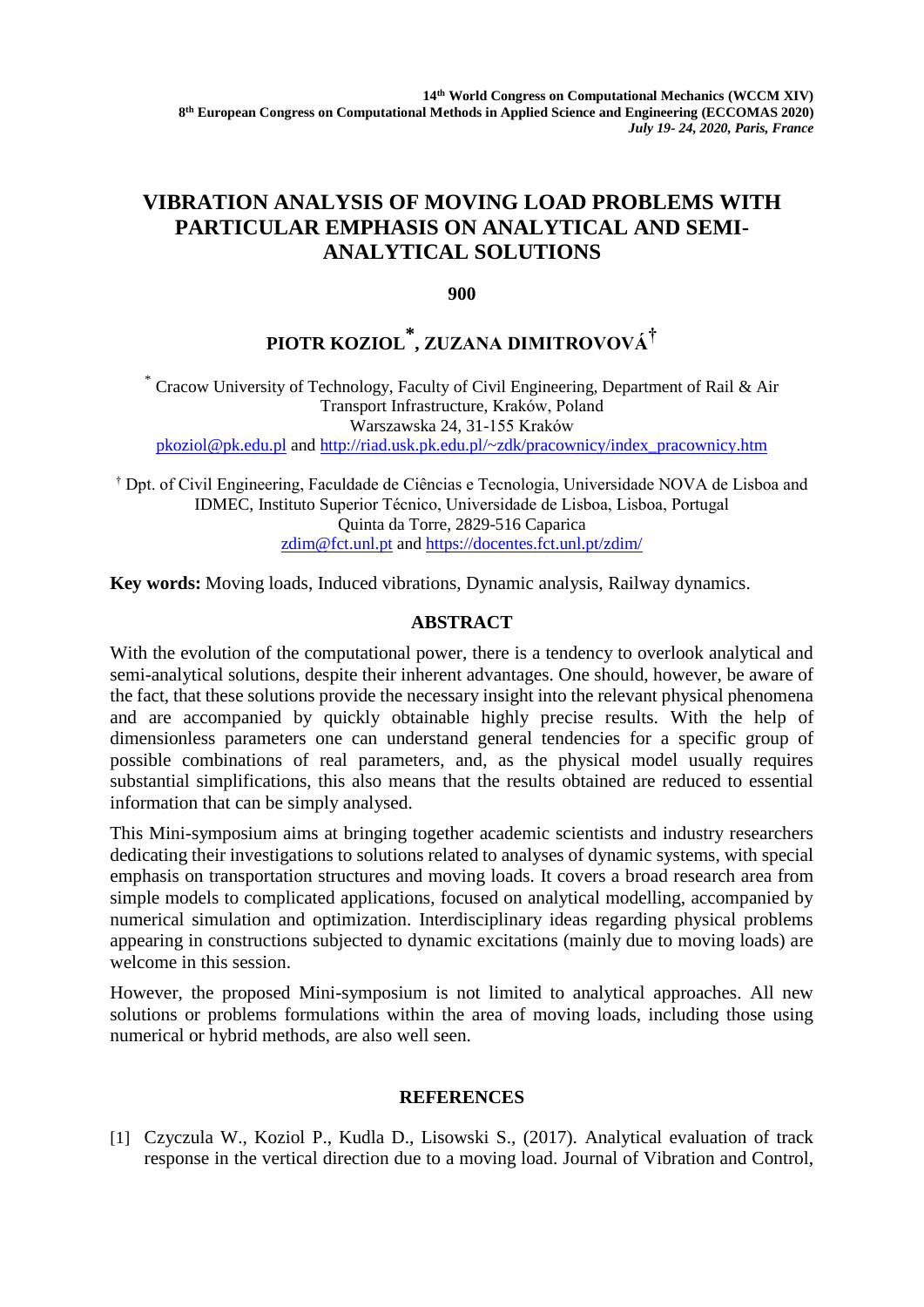# VIBRATION ANALYSIS OF MOVING LOAD PROBLEMS WITH PARTICULAR EMPHASIS ON ANALYTICAL AND SEMI-ANALYTICAL SOLUTIONS

**900**

**PIOTR KOZIOL[*], ZUZANA DIMITROVOVÁ[†]**

[*] Cracow University of Technology, Faculty of Civil Engineering, Department of Rail & Air Transport Infrastructure, Kraków, Poland
Warszawska 24, 31-155 Kraków
pkoziol@pk.edu.pl and http://riad.usk.pk.edu.pl/~zdk/pracownicy/index_pracownicy.htm

[†] Dpt. of Civil Engineering, Faculdade de Ciências e Tecnologia, Universidade NOVA de Lisboa and IDMEC, Instituto Superior Técnico, Universidade de Lisboa, Lisboa, Portugal
Quinta da Torre, 2829-516 Caparica
zdim@fct.unl.pt and https://docentes.fct.unl.pt/zdim/

**Key words:** Moving loads, Induced vibrations, Dynamic analysis, Railway dynamics.

## ABSTRACT

With the evolution of the computational power, there is a tendency to overlook analytical and semi-analytical solutions, despite their inherent advantages. One should, however, be aware of the fact, that these solutions provide the necessary insight into the relevant physical phenomena and are accompanied by quickly obtainable highly precise results. With the help of dimensionless parameters one can understand general tendencies for a specific group of possible combinations of real parameters, and, as the physical model usually requires substantial simplifications, this also means that the results obtained are reduced to essential information that can be simply analysed.

This Mini-symposium aims at bringing together academic scientists and industry researchers dedicating their investigations to solutions related to analyses of dynamic systems, with special emphasis on transportation structures and moving loads. It covers a broad research area from simple models to complicated applications, focused on analytical modelling, accompanied by numerical simulation and optimization. Interdisciplinary ideas regarding physical problems appearing in constructions subjected to dynamic excitations (mainly due to moving loads) are welcome in this session.

However, the proposed Mini-symposium is not limited to analytical approaches. All new solutions or problems formulations within the area of moving loads, including those using numerical or hybrid methods, are also well seen.

## REFERENCES

[1] Czyczula W., Koziol P., Kudla D., Lisowski S., (2017). Analytical evaluation of track response in the vertical direction due to a moving load. Journal of Vibration and Control,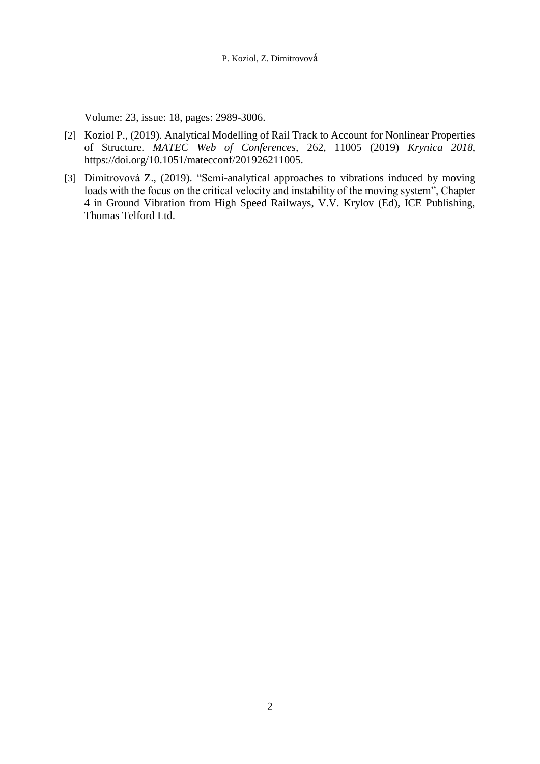Volume: 23, issue: 18, pages: 2989-3006.

[2] Koziol P., (2019). Analytical Modelling of Rail Track to Account for Nonlinear Properties of Structure. *MATEC Web of Conferences*, 262, 11005 (2019) *Krynica 2018*, https://doi.org/10.1051/matecconf/201926211005.

[3] Dimitrovová Z., (2019). "Semi-analytical approaches to vibrations induced by moving loads with the focus on the critical velocity and instability of the moving system", Chapter 4 in Ground Vibration from High Speed Railways, V.V. Krylov (Ed), ICE Publishing, Thomas Telford Ltd.